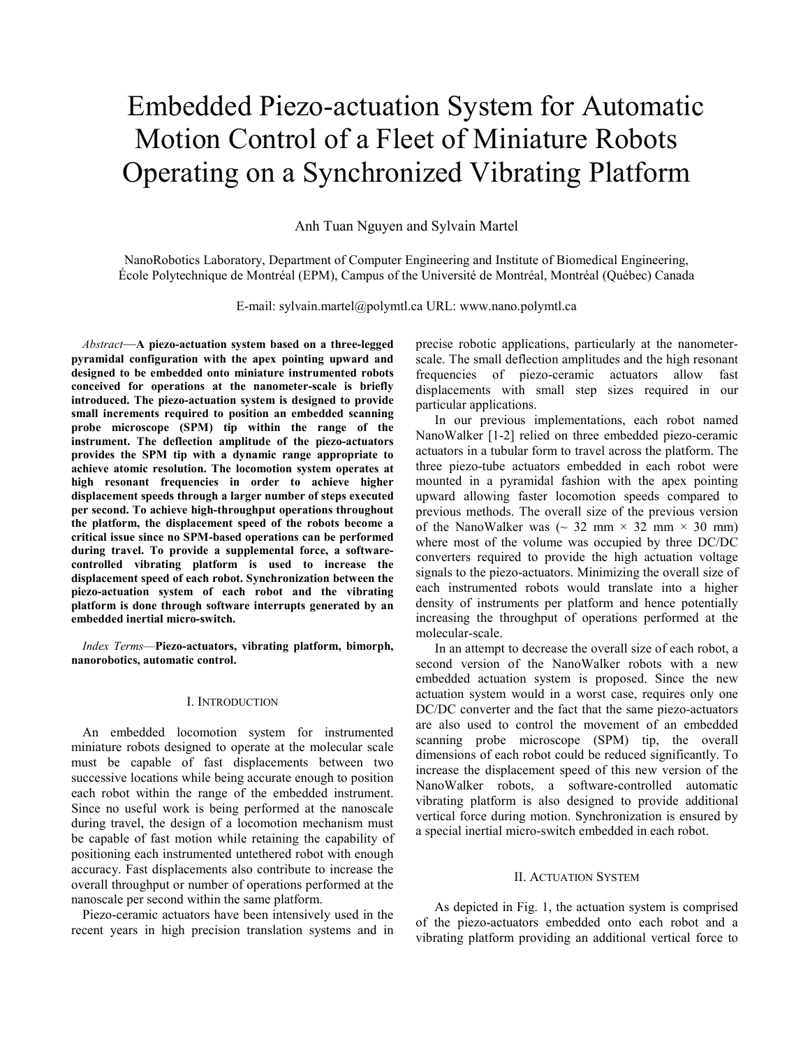# Embedded Piezo-actuation System for Automatic Motion Control of a Fleet of Miniature Robots Operating on a Synchronized Vibrating Platform

Anh Tuan Nguyen and Sylvain Martel

NanoRobotics Laboratory, Department of Computer Engineering and Institute of Biomedical Engineering, École Polytechnique de Montréal (EPM), Campus of the Université de Montréal, Montréal (Québec) Canada

E-mail: sylvain.martel@polymtl.ca URL: www.nano.polymtl.ca

*Abstract*—**A piezo-actuation system based on a three-legged pyramidal configuration with the apex pointing upward and designed to be embedded onto miniature instrumented robots conceived for operations at the nanometer-scale is briefly introduced. The piezo-actuation system is designed to provide small increments required to position an embedded scanning probe microscope (SPM) tip within the range of the instrument. The deflection amplitude of the piezo-actuators provides the SPM tip with a dynamic range appropriate to achieve atomic resolution. The locomotion system operates at high resonant frequencies in order to achieve higher displacement speeds through a larger number of steps executed per second. To achieve high-throughput operations throughout the platform, the displacement speed of the robots become a critical issue since no SPM-based operations can be performed during travel. To provide a supplemental force, a software-controlled vibrating platform is used to increase the displacement speed of each robot. Synchronization between the piezo-actuation system of each robot and the vibrating platform is done through software interrupts generated by an embedded inertial micro-switch.**

*Index Terms*—**Piezo-actuators, vibrating platform, bimorph, nanorobotics, automatic control.**

## I. Introduction

An embedded locomotion system for instrumented miniature robots designed to operate at the molecular scale must be capable of fast displacements between two successive locations while being accurate enough to position each robot within the range of the embedded instrument. Since no useful work is being performed at the nanoscale during travel, the design of a locomotion mechanism must be capable of fast motion while retaining the capability of positioning each instrumented untethered robot with enough accuracy. Fast displacements also contribute to increase the overall throughput or number of operations performed at the nanoscale per second within the same platform.

Piezo-ceramic actuators have been intensively used in the recent years in high precision translation systems and in precise robotic applications, particularly at the nanometer-scale. The small deflection amplitudes and the high resonant frequencies of piezo-ceramic actuators allow fast displacements with small step sizes required in our particular applications.

In our previous implementations, each robot named NanoWalker [1-2] relied on three embedded piezo-ceramic actuators in a tubular form to travel across the platform. The three piezo-tube actuators embedded in each robot were mounted in a pyramidal fashion with the apex pointing upward allowing faster locomotion speeds compared to previous methods. The overall size of the previous version of the NanoWalker was (~ 32 mm × 32 mm × 30 mm) where most of the volume was occupied by three DC/DC converters required to provide the high actuation voltage signals to the piezo-actuators. Minimizing the overall size of each instrumented robots would translate into a higher density of instruments per platform and hence potentially increasing the throughput of operations performed at the molecular-scale.

In an attempt to decrease the overall size of each robot, a second version of the NanoWalker robots with a new embedded actuation system is proposed. Since the new actuation system would in a worst case, requires only one DC/DC converter and the fact that the same piezo-actuators are also used to control the movement of an embedded scanning probe microscope (SPM) tip, the overall dimensions of each robot could be reduced significantly. To increase the displacement speed of this new version of the NanoWalker robots, a software-controlled automatic vibrating platform is also designed to provide additional vertical force during motion. Synchronization is ensured by a special inertial micro-switch embedded in each robot.

## II. Actuation System

As depicted in Fig. 1, the actuation system is comprised of the piezo-actuators embedded onto each robot and a vibrating platform providing an additional vertical force to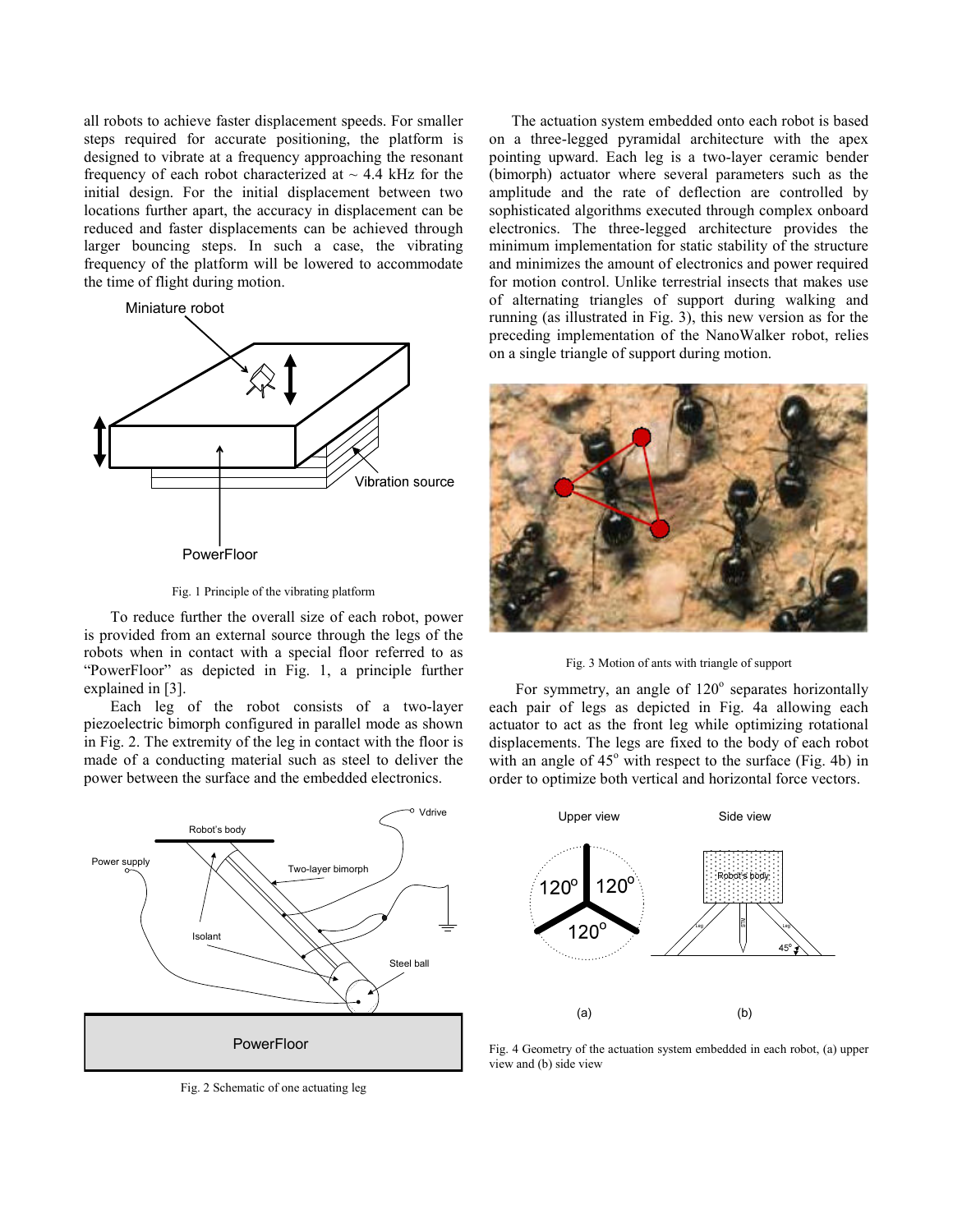all robots to achieve faster displacement speeds. For smaller steps required for accurate positioning, the platform is designed to vibrate at a frequency approaching the resonant frequency of each robot characterized at ~ 4.4 kHz for the initial design. For the initial displacement between two locations further apart, the accuracy in displacement can be reduced and faster displacements can be achieved through larger bouncing steps. In such a case, the vibrating frequency of the platform will be lowered to accommodate the time of flight during motion.

Fig. 1 Principle of the vibrating platform

To reduce further the overall size of each robot, power is provided from an external source through the legs of the robots when in contact with a special floor referred to as "PowerFloor" as depicted in Fig. 1, a principle further explained in [3].

Each leg of the robot consists of a two-layer piezoelectric bimorph configured in parallel mode as shown in Fig. 2. The extremity of the leg in contact with the floor is made of a conducting material such as steel to deliver the power between the surface and the embedded electronics.

Fig. 2 Schematic of one actuating leg

The actuation system embedded onto each robot is based on a three-legged pyramidal architecture with the apex pointing upward. Each leg is a two-layer ceramic bender (bimorph) actuator where several parameters such as the amplitude and the rate of deflection are controlled by sophisticated algorithms executed through complex onboard electronics. The three-legged architecture provides the minimum implementation for static stability of the structure and minimizes the amount of electronics and power required for motion control. Unlike terrestrial insects that makes use of alternating triangles of support during walking and running (as illustrated in Fig. 3), this new version as for the preceding implementation of the NanoWalker robot, relies on a single triangle of support during motion.

Fig. 3 Motion of ants with triangle of support

For symmetry, an angle of 120° separates horizontally each pair of legs as depicted in Fig. 4a allowing each actuator to act as the front leg while optimizing rotational displacements. The legs are fixed to the body of each robot with an angle of 45° with respect to the surface (Fig. 4b) in order to optimize both vertical and horizontal force vectors.

Fig. 4 Geometry of the actuation system embedded in each robot, (a) upper view and (b) side view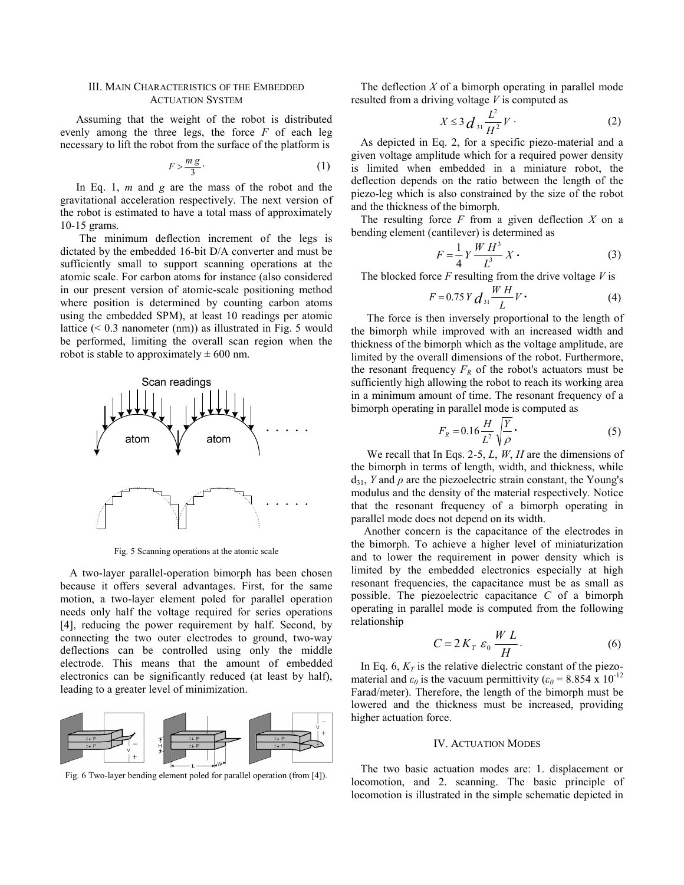### III. Main Characteristics of the Embedded Actuation System

Assuming that the weight of the robot is distributed evenly among the three legs, the force $F$ of each leg necessary to lift the robot from the surface of the platform is

$$F > \frac{m\,g}{3}. \tag{1}$$

In Eq. 1, $m$ and $g$ are the mass of the robot and the gravitational acceleration respectively. The next version of the robot is estimated to have a total mass of approximately 10-15 grams.

The minimum deflection increment of the legs is dictated by the embedded 16-bit D/A converter and must be sufficiently small to support scanning operations at the atomic scale. For carbon atoms for instance (also considered in our present version of atomic-scale positioning method where position is determined by counting carbon atoms using the embedded SPM), at least 10 readings per atomic lattice (< 0.3 nanometer (nm)) as illustrated in Fig. 5 would be performed, limiting the overall scan region when the robot is stable to approximately ± 600 nm.

Fig. 5 Scanning operations at the atomic scale

A two-layer parallel-operation bimorph has been chosen because it offers several advantages. First, for the same motion, a two-layer element poled for parallel operation needs only half the voltage required for series operations [4], reducing the power requirement by half. Second, by connecting the two outer electrodes to ground, two-way deflections can be controlled using only the middle electrode. This means that the amount of embedded electronics can be significantly reduced (at least by half), leading to a greater level of minimization.

Fig. 6 Two-layer bending element poled for parallel operation (from [4]).

The deflection $X$ of a bimorph operating in parallel mode resulted from a driving voltage $V$ is computed as

$$X \leq 3\,d_{31}\frac{L^2}{H^2}V. \tag{2}$$

As depicted in Eq. 2, for a specific piezo-material and a given voltage amplitude which for a required power density is limited when embedded in a miniature robot, the deflection depends on the ratio between the length of the piezo-leg which is also constrained by the size of the robot and the thickness of the bimorph.

The resulting force $F$ from a given deflection $X$ on a bending element (cantilever) is determined as

$$F = \frac{1}{4}Y\frac{W\,H^3}{L^3}X. \tag{3}$$

The blocked force $F$ resulting from the drive voltage $V$ is

$$F = 0.75\,Y\,d_{31}\frac{W\,H}{L}V. \tag{4}$$

The force is then inversely proportional to the length of the bimorph while improved with an increased width and thickness of the bimorph which as the voltage amplitude, are limited by the overall dimensions of the robot. Furthermore, the resonant frequency $F_R$ of the robot's actuators must be sufficiently high allowing the robot to reach its working area in a minimum amount of time. The resonant frequency of a bimorph operating in parallel mode is computed as

$$F_R = 0.16\frac{H}{L^2}\sqrt{\frac{Y}{\rho}}. \tag{5}$$

We recall that In Eqs. 2-5, $L$, $W$, $H$ are the dimensions of the bimorph in terms of length, width, and thickness, while $d_{31}$, $Y$ and $\rho$ are the piezoelectric strain constant, the Young's modulus and the density of the material respectively. Notice that the resonant frequency of a bimorph operating in parallel mode does not depend on its width.

Another concern is the capacitance of the electrodes in the bimorph. To achieve a higher level of miniaturization and to lower the requirement in power density which is limited by the embedded electronics especially at high resonant frequencies, the capacitance must be as small as possible. The piezoelectric capacitance $C$ of a bimorph operating in parallel mode is computed from the following relationship

$$C = 2\,K_T\,\varepsilon_0\,\frac{W\,L}{H}. \tag{6}$$

In Eq. 6, $K_T$ is the relative dielectric constant of the piezo-material and $\varepsilon_0$ is the vacuum permittivity ($\varepsilon_0 = 8.854 \times 10^{-12}$ Farad/meter). Therefore, the length of the bimorph must be lowered and the thickness must be increased, providing higher actuation force.

### IV. Actuation Modes

The two basic actuation modes are: 1. displacement or locomotion, and 2. scanning. The basic principle of locomotion is illustrated in the simple schematic depicted in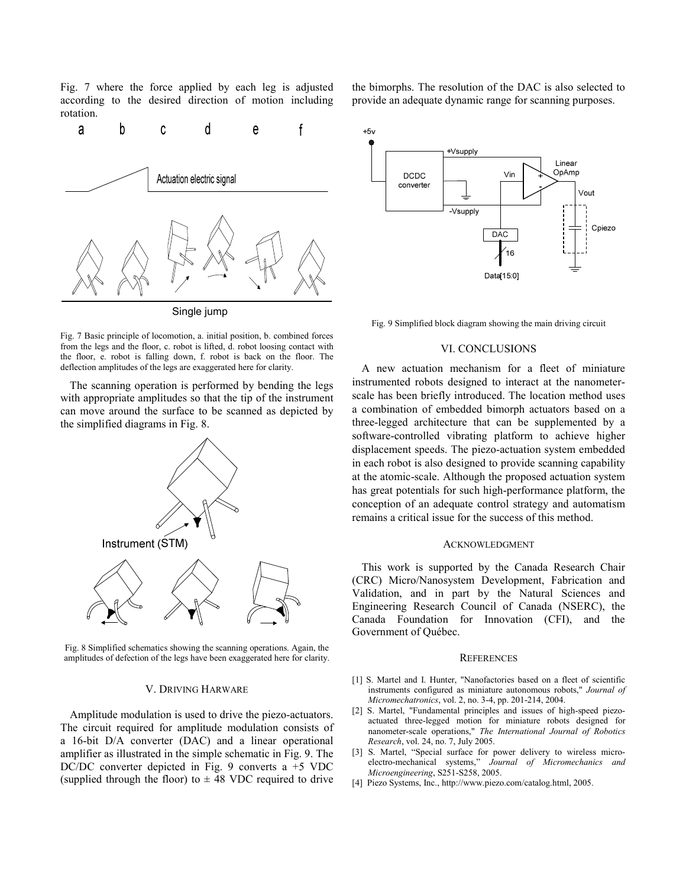Fig. 7 where the force applied by each leg is adjusted according to the desired direction of motion including rotation.

a b c d e f

Actuation electric signal

Single jump

Fig. 7 Basic principle of locomotion, a. initial position, b. combined forces from the legs and the floor, c. robot is lifted, d. robot loosing contact with the floor, e. robot is falling down, f. robot is back on the floor. The deflection amplitudes of the legs are exaggerated here for clarity.

The scanning operation is performed by bending the legs with appropriate amplitudes so that the tip of the instrument can move around the surface to be scanned as depicted by the simplified diagrams in Fig. 8.

Instrument (STM)

Fig. 8 Simplified schematics showing the scanning operations. Again, the amplitudes of defection of the legs have been exaggerated here for clarity.

## V. Driving Harware

Amplitude modulation is used to drive the piezo-actuators. The circuit required for amplitude modulation consists of a 16-bit D/A converter (DAC) and a linear operational amplifier as illustrated in the simple schematic in Fig. 9. The DC/DC converter depicted in Fig. 9 converts a +5 VDC (supplied through the floor) to ± 48 VDC required to drive the bimorphs. The resolution of the DAC is also selected to provide an adequate dynamic range for scanning purposes.

+5v

+Vsupply

DCDC converter

-Vsupply

Vin

Linear OpAmp

Vout

Cpiezo

DAC

16

Data[15:0]

Fig. 9 Simplified block diagram showing the main driving circuit

## VI. Conclusions

A new actuation mechanism for a fleet of miniature instrumented robots designed to interact at the nanometer-scale has been briefly introduced. The location method uses a combination of embedded bimorph actuators based on a three-legged architecture that can be supplemented by a software-controlled vibrating platform to achieve higher displacement speeds. The piezo-actuation system embedded in each robot is also designed to provide scanning capability at the atomic-scale. Although the proposed actuation system has great potentials for such high-performance platform, the conception of an adequate control strategy and automatism remains a critical issue for the success of this method.

## Acknowledgment

This work is supported by the Canada Research Chair (CRC) Micro/Nanosystem Development, Fabrication and Validation, and in part by the Natural Sciences and Engineering Research Council of Canada (NSERC), the Canada Foundation for Innovation (CFI), and the Government of Québec.

## References

[1] S. Martel and I. Hunter, "Nanofactories based on a fleet of scientific instruments configured as miniature autonomous robots," *Journal of Micromechatronics*, vol. 2, no. 3-4, pp. 201-214, 2004.

[2] S. Martel, "Fundamental principles and issues of high-speed piezo-actuated three-legged motion for miniature robots designed for nanometer-scale operations," *The International Journal of Robotics Research*, vol. 24, no. 7, July 2005.

[3] S. Martel, "Special surface for power delivery to wireless micro-electro-mechanical systems," *Journal of Micromechanics and Microengineering*, S251-S258, 2005.

[4] Piezo Systems, Inc., http://www.piezo.com/catalog.html, 2005.